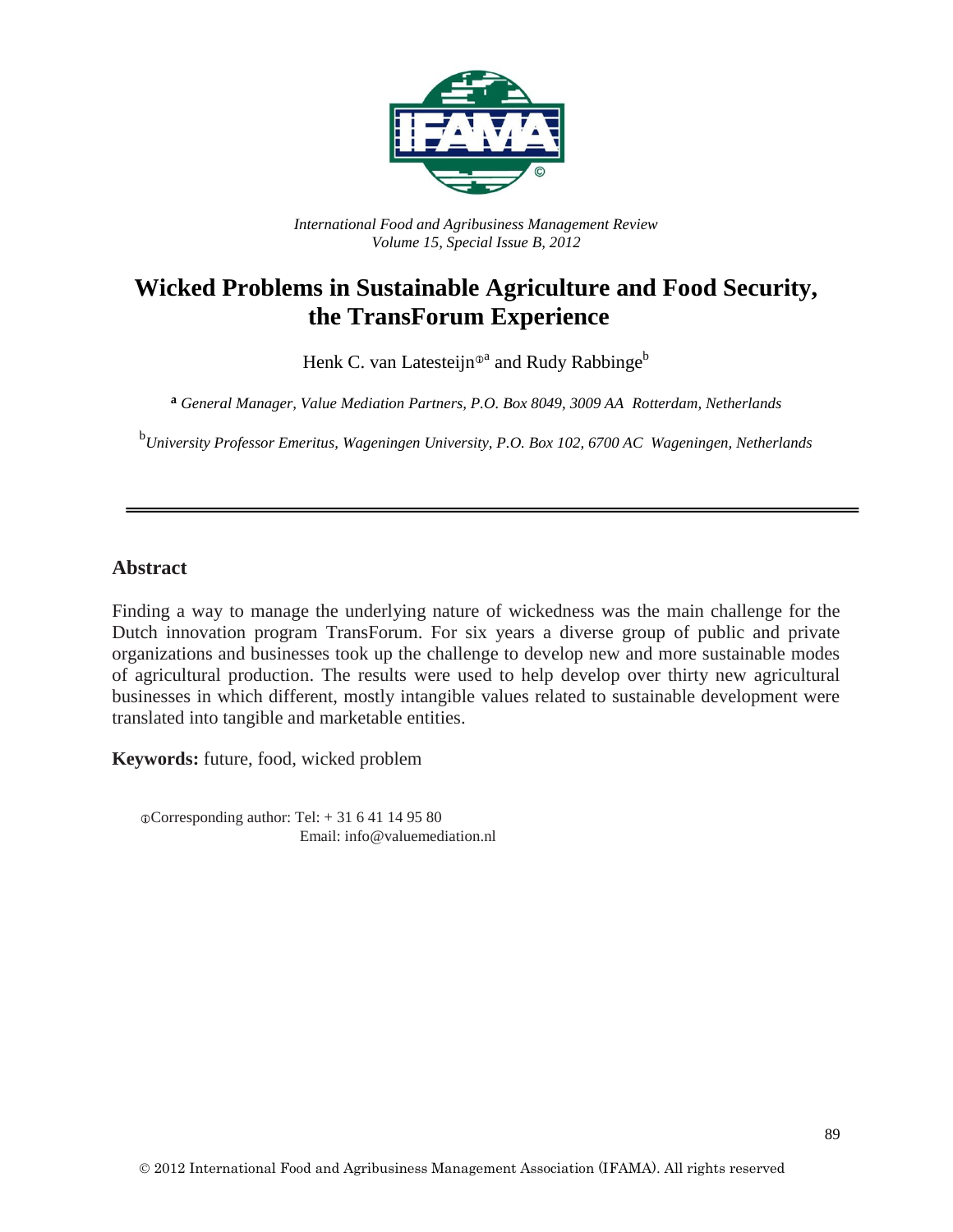*International Food and Agribusiness Management Review*
*Volume 15, Special Issue B, 2012*

# Wicked Problems in Sustainable Agriculture and Food Security, the TransForum Experience

Henk C. van Latesteijn[ⓘa] and Rudy Rabbinge[b]

[a] *General Manager, Value Mediation Partners, P.O. Box 8049, 3009 AA Rotterdam, Netherlands*

[b] *University Professor Emeritus, Wageningen University, P.O. Box 102, 6700 AC Wageningen, Netherlands*

---

## Abstract

Finding a way to manage the underlying nature of wickedness was the main challenge for the Dutch innovation program TransForum. For six years a diverse group of public and private organizations and businesses took up the challenge to develop new and more sustainable modes of agricultural production. The results were used to help develop over thirty new agricultural businesses in which different, mostly intangible values related to sustainable development were translated into tangible and marketable entities.

**Keywords:** future, food, wicked problem

ⓘCorresponding author: Tel: + 31 6 41 14 95 80
Email: info@valuemediation.nl

© 2012 International Food and Agribusiness Management Association (IFAMA). All rights reserved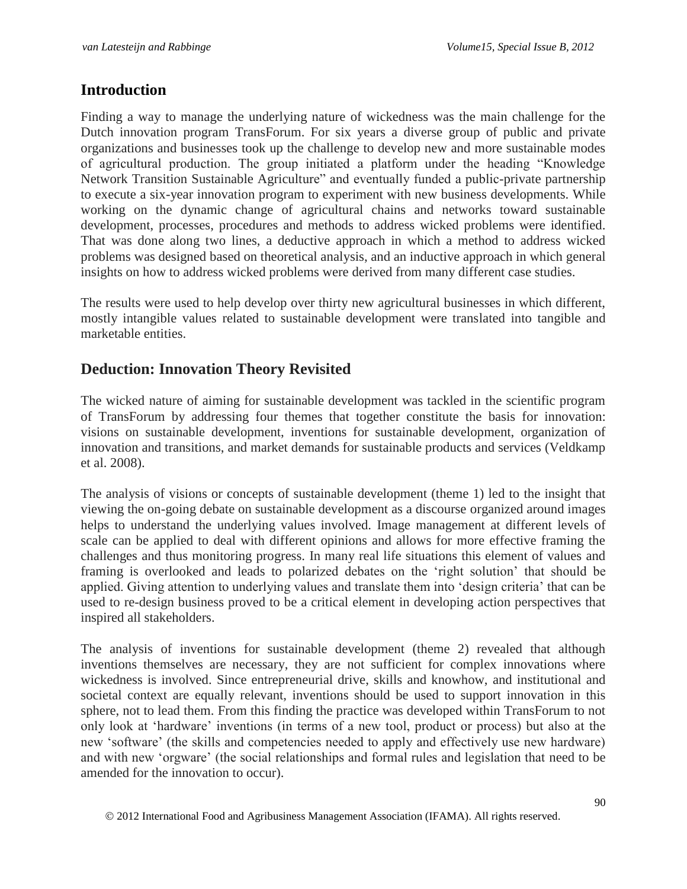## Introduction

Finding a way to manage the underlying nature of wickedness was the main challenge for the Dutch innovation program TransForum. For six years a diverse group of public and private organizations and businesses took up the challenge to develop new and more sustainable modes of agricultural production. The group initiated a platform under the heading "Knowledge Network Transition Sustainable Agriculture" and eventually funded a public-private partnership to execute a six-year innovation program to experiment with new business developments. While working on the dynamic change of agricultural chains and networks toward sustainable development, processes, procedures and methods to address wicked problems were identified. That was done along two lines, a deductive approach in which a method to address wicked problems was designed based on theoretical analysis, and an inductive approach in which general insights on how to address wicked problems were derived from many different case studies.

The results were used to help develop over thirty new agricultural businesses in which different, mostly intangible values related to sustainable development were translated into tangible and marketable entities.

## Deduction: Innovation Theory Revisited

The wicked nature of aiming for sustainable development was tackled in the scientific program of TransForum by addressing four themes that together constitute the basis for innovation: visions on sustainable development, inventions for sustainable development, organization of innovation and transitions, and market demands for sustainable products and services (Veldkamp et al. 2008).

The analysis of visions or concepts of sustainable development (theme 1) led to the insight that viewing the on-going debate on sustainable development as a discourse organized around images helps to understand the underlying values involved. Image management at different levels of scale can be applied to deal with different opinions and allows for more effective framing the challenges and thus monitoring progress. In many real life situations this element of values and framing is overlooked and leads to polarized debates on the 'right solution' that should be applied. Giving attention to underlying values and translate them into 'design criteria' that can be used to re-design business proved to be a critical element in developing action perspectives that inspired all stakeholders.

The analysis of inventions for sustainable development (theme 2) revealed that although inventions themselves are necessary, they are not sufficient for complex innovations where wickedness is involved. Since entrepreneurial drive, skills and knowhow, and institutional and societal context are equally relevant, inventions should be used to support innovation in this sphere, not to lead them. From this finding the practice was developed within TransForum to not only look at 'hardware' inventions (in terms of a new tool, product or process) but also at the new 'software' (the skills and competencies needed to apply and effectively use new hardware) and with new 'orgware' (the social relationships and formal rules and legislation that need to be amended for the innovation to occur).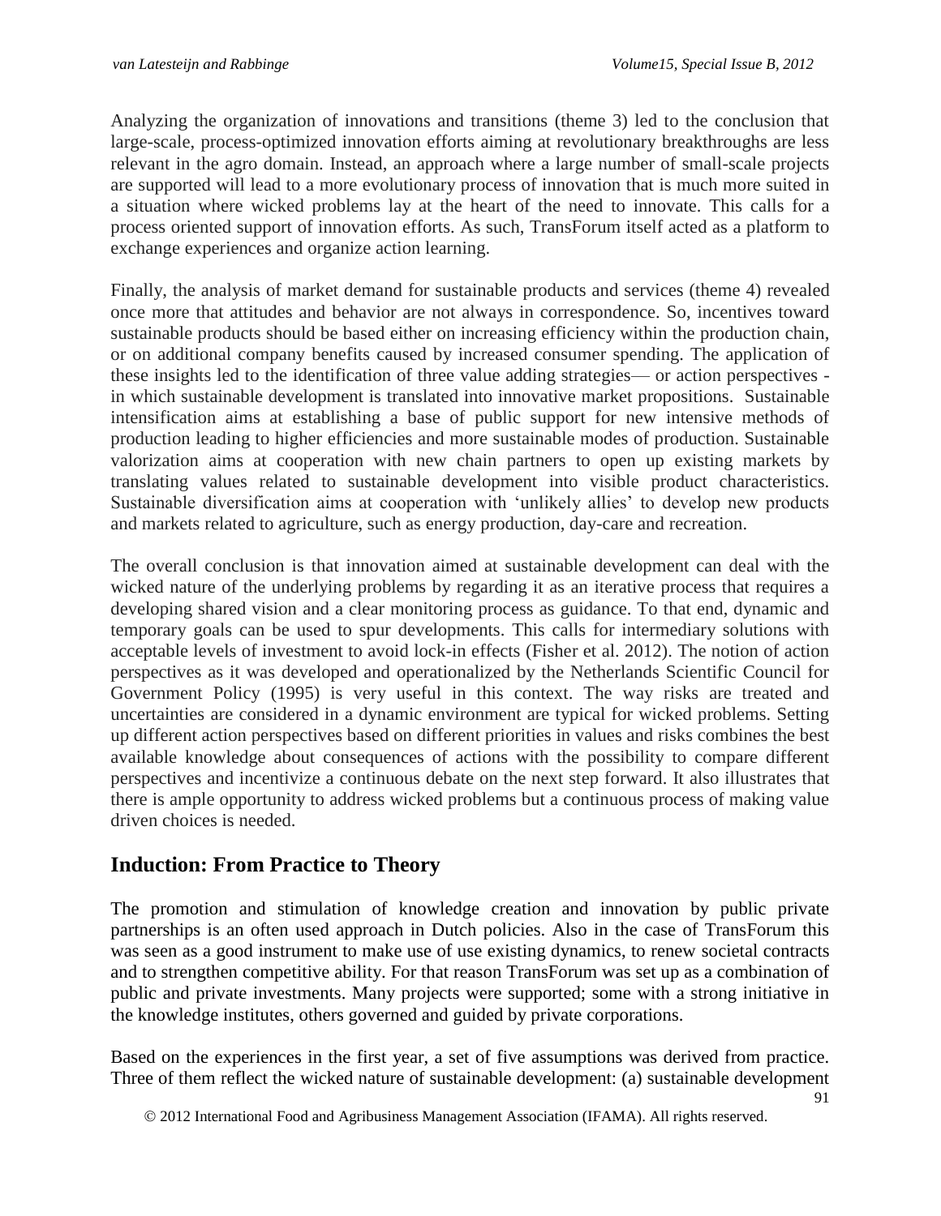Analyzing the organization of innovations and transitions (theme 3) led to the conclusion that large-scale, process-optimized innovation efforts aiming at revolutionary breakthroughs are less relevant in the agro domain. Instead, an approach where a large number of small-scale projects are supported will lead to a more evolutionary process of innovation that is much more suited in a situation where wicked problems lay at the heart of the need to innovate. This calls for a process oriented support of innovation efforts. As such, TransForum itself acted as a platform to exchange experiences and organize action learning.

Finally, the analysis of market demand for sustainable products and services (theme 4) revealed once more that attitudes and behavior are not always in correspondence. So, incentives toward sustainable products should be based either on increasing efficiency within the production chain, or on additional company benefits caused by increased consumer spending. The application of these insights led to the identification of three value adding strategies— or action perspectives - in which sustainable development is translated into innovative market propositions. Sustainable intensification aims at establishing a base of public support for new intensive methods of production leading to higher efficiencies and more sustainable modes of production. Sustainable valorization aims at cooperation with new chain partners to open up existing markets by translating values related to sustainable development into visible product characteristics. Sustainable diversification aims at cooperation with 'unlikely allies' to develop new products and markets related to agriculture, such as energy production, day-care and recreation.

The overall conclusion is that innovation aimed at sustainable development can deal with the wicked nature of the underlying problems by regarding it as an iterative process that requires a developing shared vision and a clear monitoring process as guidance. To that end, dynamic and temporary goals can be used to spur developments. This calls for intermediary solutions with acceptable levels of investment to avoid lock-in effects (Fisher et al. 2012). The notion of action perspectives as it was developed and operationalized by the Netherlands Scientific Council for Government Policy (1995) is very useful in this context. The way risks are treated and uncertainties are considered in a dynamic environment are typical for wicked problems. Setting up different action perspectives based on different priorities in values and risks combines the best available knowledge about consequences of actions with the possibility to compare different perspectives and incentivize a continuous debate on the next step forward. It also illustrates that there is ample opportunity to address wicked problems but a continuous process of making value driven choices is needed.

## Induction: From Practice to Theory

The promotion and stimulation of knowledge creation and innovation by public private partnerships is an often used approach in Dutch policies. Also in the case of TransForum this was seen as a good instrument to make use of use existing dynamics, to renew societal contracts and to strengthen competitive ability. For that reason TransForum was set up as a combination of public and private investments. Many projects were supported; some with a strong initiative in the knowledge institutes, others governed and guided by private corporations.

Based on the experiences in the first year, a set of five assumptions was derived from practice. Three of them reflect the wicked nature of sustainable development: (a) sustainable development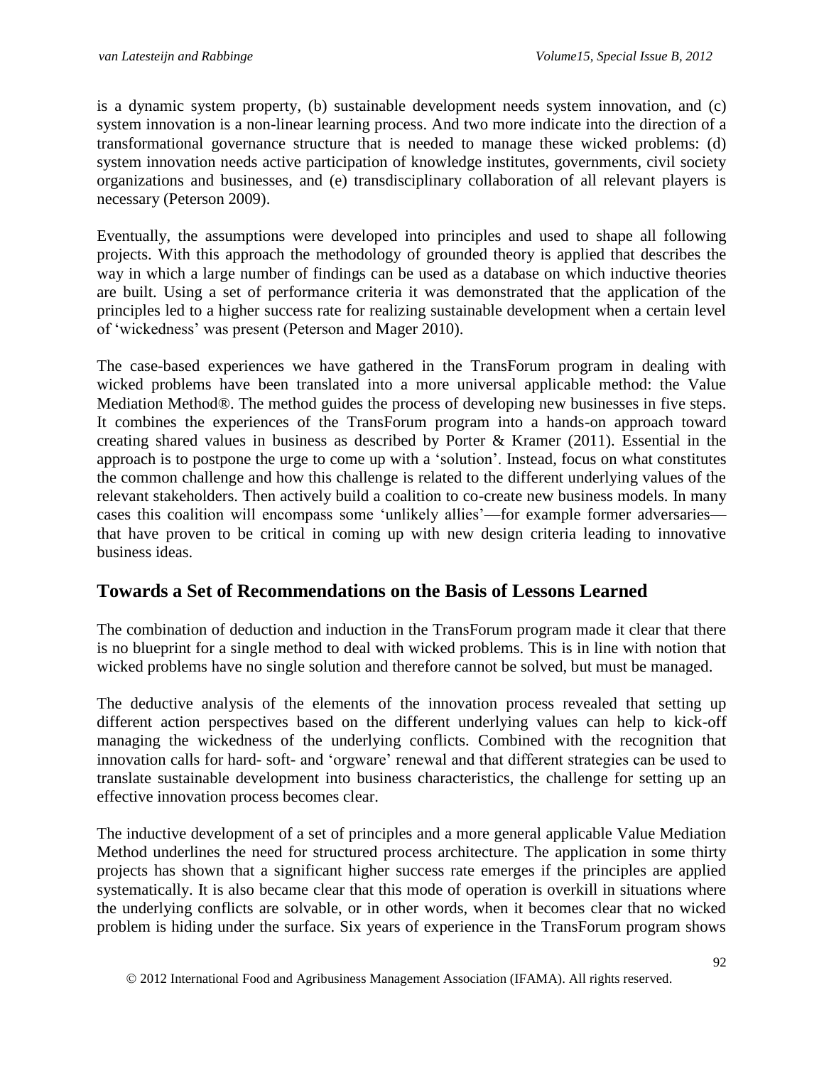is a dynamic system property, (b) sustainable development needs system innovation, and (c) system innovation is a non-linear learning process. And two more indicate into the direction of a transformational governance structure that is needed to manage these wicked problems: (d) system innovation needs active participation of knowledge institutes, governments, civil society organizations and businesses, and (e) transdisciplinary collaboration of all relevant players is necessary (Peterson 2009).

Eventually, the assumptions were developed into principles and used to shape all following projects. With this approach the methodology of grounded theory is applied that describes the way in which a large number of findings can be used as a database on which inductive theories are built. Using a set of performance criteria it was demonstrated that the application of the principles led to a higher success rate for realizing sustainable development when a certain level of 'wickedness' was present (Peterson and Mager 2010).

The case-based experiences we have gathered in the TransForum program in dealing with wicked problems have been translated into a more universal applicable method: the Value Mediation Method®. The method guides the process of developing new businesses in five steps. It combines the experiences of the TransForum program into a hands-on approach toward creating shared values in business as described by Porter & Kramer (2011). Essential in the approach is to postpone the urge to come up with a 'solution'. Instead, focus on what constitutes the common challenge and how this challenge is related to the different underlying values of the relevant stakeholders. Then actively build a coalition to co-create new business models. In many cases this coalition will encompass some 'unlikely allies'—for example former adversaries—that have proven to be critical in coming up with new design criteria leading to innovative business ideas.

## Towards a Set of Recommendations on the Basis of Lessons Learned

The combination of deduction and induction in the TransForum program made it clear that there is no blueprint for a single method to deal with wicked problems. This is in line with notion that wicked problems have no single solution and therefore cannot be solved, but must be managed.

The deductive analysis of the elements of the innovation process revealed that setting up different action perspectives based on the different underlying values can help to kick-off managing the wickedness of the underlying conflicts. Combined with the recognition that innovation calls for hard- soft- and 'orgware' renewal and that different strategies can be used to translate sustainable development into business characteristics, the challenge for setting up an effective innovation process becomes clear.

The inductive development of a set of principles and a more general applicable Value Mediation Method underlines the need for structured process architecture. The application in some thirty projects has shown that a significant higher success rate emerges if the principles are applied systematically. It is also became clear that this mode of operation is overkill in situations where the underlying conflicts are solvable, or in other words, when it becomes clear that no wicked problem is hiding under the surface. Six years of experience in the TransForum program shows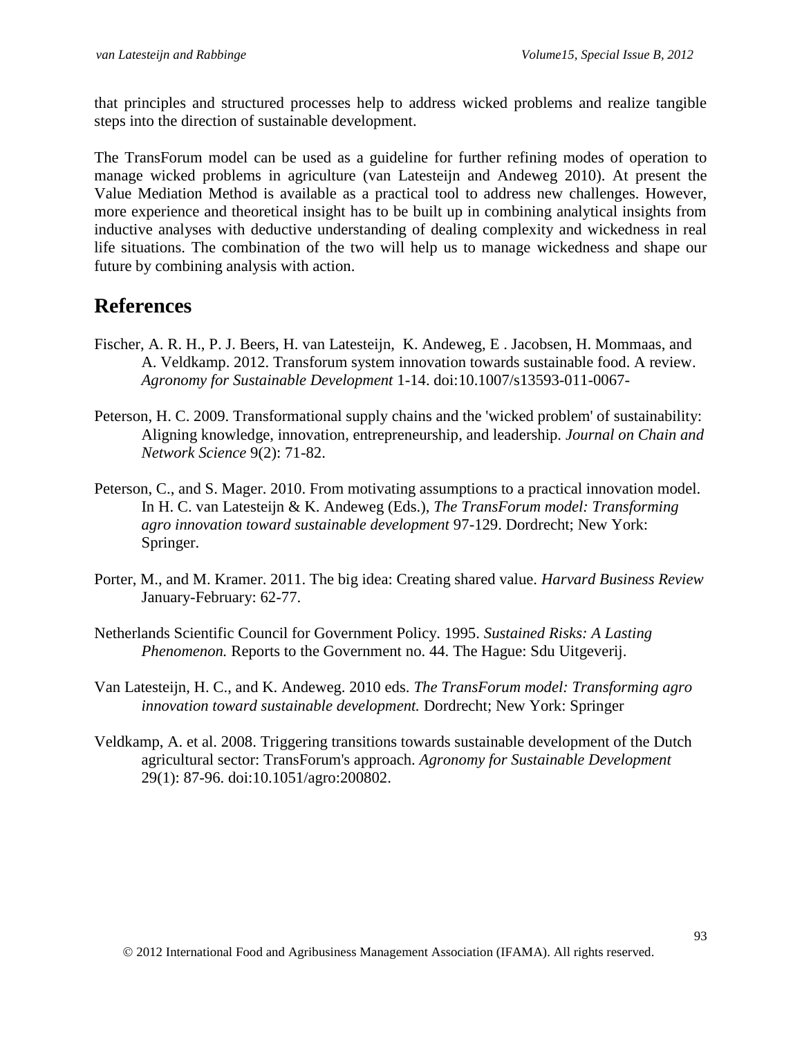that principles and structured processes help to address wicked problems and realize tangible steps into the direction of sustainable development.

The TransForum model can be used as a guideline for further refining modes of operation to manage wicked problems in agriculture (van Latesteijn and Andeweg 2010). At present the Value Mediation Method is available as a practical tool to address new challenges. However, more experience and theoretical insight has to be built up in combining analytical insights from inductive analyses with deductive understanding of dealing complexity and wickedness in real life situations. The combination of the two will help us to manage wickedness and shape our future by combining analysis with action.

## References

Fischer, A. R. H., P. J. Beers, H. van Latesteijn, K. Andeweg, E . Jacobsen, H. Mommaas, and A. Veldkamp. 2012. Transforum system innovation towards sustainable food. A review. *Agronomy for Sustainable Development* 1-14. doi:10.1007/s13593-011-0067-

Peterson, H. C. 2009. Transformational supply chains and the 'wicked problem' of sustainability: Aligning knowledge, innovation, entrepreneurship, and leadership. *Journal on Chain and Network Science* 9(2): 71-82.

Peterson, C., and S. Mager. 2010. From motivating assumptions to a practical innovation model. In H. C. van Latesteijn & K. Andeweg (Eds.), *The TransForum model: Transforming agro innovation toward sustainable development* 97-129. Dordrecht; New York: Springer.

Porter, M., and M. Kramer. 2011. The big idea: Creating shared value. *Harvard Business Review* January-February: 62-77.

Netherlands Scientific Council for Government Policy. 1995. *Sustained Risks: A Lasting Phenomenon.* Reports to the Government no. 44. The Hague: Sdu Uitgeverij.

Van Latesteijn, H. C., and K. Andeweg. 2010 eds. *The TransForum model: Transforming agro innovation toward sustainable development.* Dordrecht; New York: Springer

Veldkamp, A. et al. 2008. Triggering transitions towards sustainable development of the Dutch agricultural sector: TransForum's approach. *Agronomy for Sustainable Development* 29(1): 87-96. doi:10.1051/agro:200802.

© 2012 International Food and Agribusiness Management Association (IFAMA). All rights reserved.